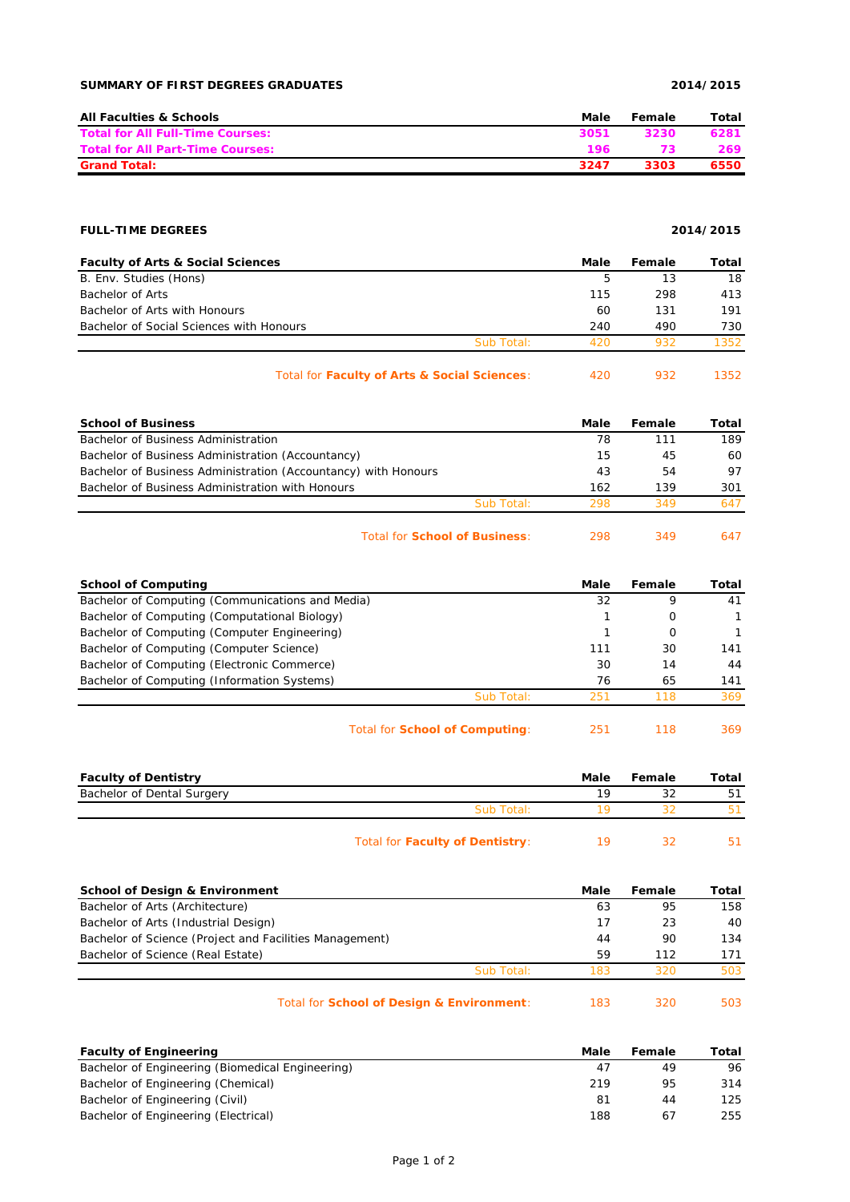**SUMMARY OF FIRST DEGREES GRADUATES** **2014/2015**

| All Faculties & Schools | Male | Female | Total |
|---|---|---|---|
| **Total for All Full-Time Courses:** | **3051** | **3230** | **6281** |
| **Total for All Part-Time Courses:** | **196** | **73** | **269** |
| **Grand Total:** | **3247** | **3303** | **6550** |

**FULL-TIME DEGREES** **2014/2015**

| Faculty of Arts & Social Sciences | Male | Female | Total |
|---|---|---|---|
| B. Env. Studies (Hons) | 5 | 13 | 18 |
| Bachelor of Arts | 115 | 298 | 413 |
| Bachelor of Arts with Honours | 60 | 131 | 191 |
| Bachelor of Social Sciences with Honours | 240 | 490 | 730 |
| Sub Total: | 420 | 932 | 1352 |
| Total for **Faculty of Arts & Social Sciences**: | 420 | 932 | 1352 |

| School of Business | Male | Female | Total |
|---|---|---|---|
| Bachelor of Business Administration | 78 | 111 | 189 |
| Bachelor of Business Administration (Accountancy) | 15 | 45 | 60 |
| Bachelor of Business Administration (Accountancy) with Honours | 43 | 54 | 97 |
| Bachelor of Business Administration with Honours | 162 | 139 | 301 |
| Sub Total: | 298 | 349 | 647 |
| Total for **School of Business**: | 298 | 349 | 647 |

| School of Computing | Male | Female | Total |
|---|---|---|---|
| Bachelor of Computing (Communications and Media) | 32 | 9 | 41 |
| Bachelor of Computing (Computational Biology) | 1 | 0 | 1 |
| Bachelor of Computing (Computer Engineering) | 1 | 0 | 1 |
| Bachelor of Computing (Computer Science) | 111 | 30 | 141 |
| Bachelor of Computing (Electronic Commerce) | 30 | 14 | 44 |
| Bachelor of Computing (Information Systems) | 76 | 65 | 141 |
| Sub Total: | 251 | 118 | 369 |
| Total for **School of Computing**: | 251 | 118 | 369 |

| Faculty of Dentistry | Male | Female | Total |
|---|---|---|---|
| Bachelor of Dental Surgery | 19 | 32 | 51 |
| Sub Total: | 19 | 32 | 51 |
| Total for **Faculty of Dentistry**: | 19 | 32 | 51 |

| School of Design & Environment | Male | Female | Total |
|---|---|---|---|
| Bachelor of Arts (Architecture) | 63 | 95 | 158 |
| Bachelor of Arts (Industrial Design) | 17 | 23 | 40 |
| Bachelor of Science (Project and Facilities Management) | 44 | 90 | 134 |
| Bachelor of Science (Real Estate) | 59 | 112 | 171 |
| Sub Total: | 183 | 320 | 503 |
| Total for **School of Design & Environment**: | 183 | 320 | 503 |

| Faculty of Engineering | Male | Female | Total |
|---|---|---|---|
| Bachelor of Engineering (Biomedical Engineering) | 47 | 49 | 96 |
| Bachelor of Engineering (Chemical) | 219 | 95 | 314 |
| Bachelor of Engineering (Civil) | 81 | 44 | 125 |
| Bachelor of Engineering (Electrical) | 188 | 67 | 255 |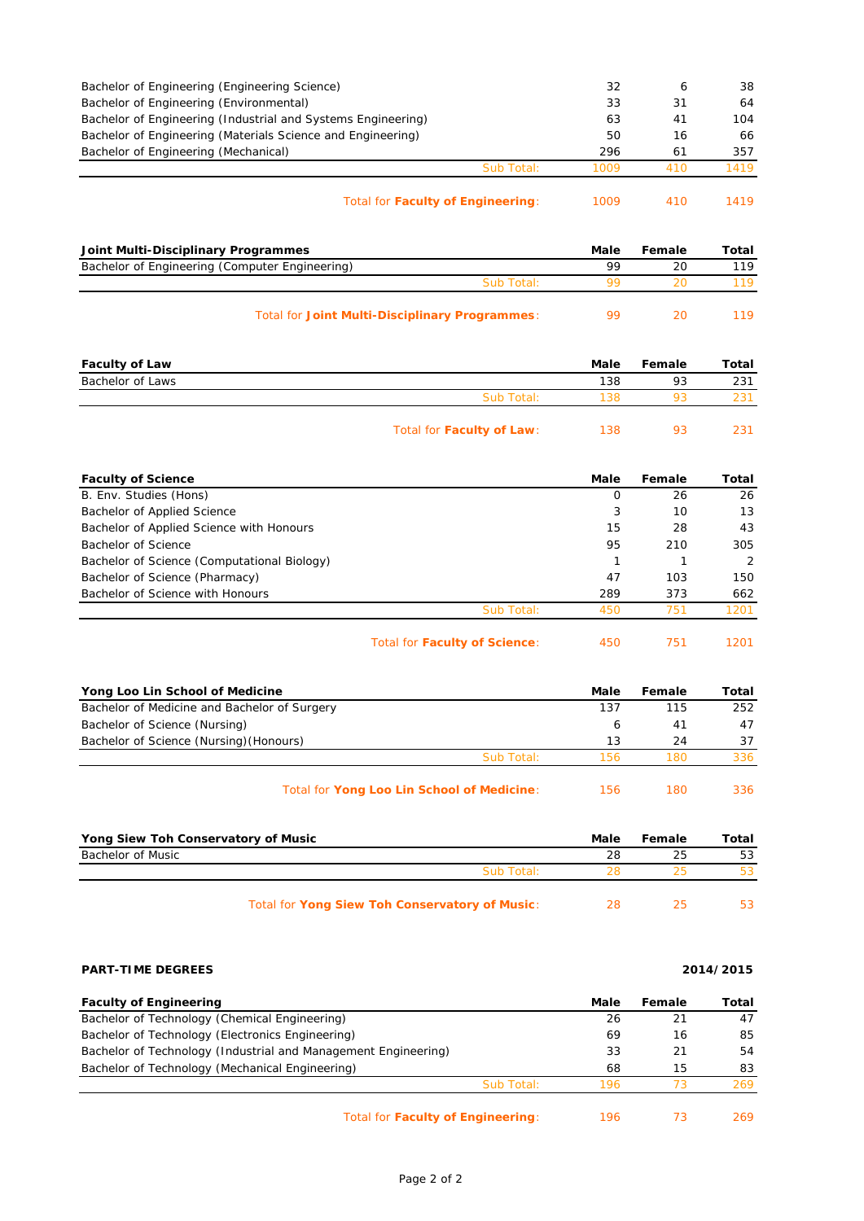| | Male | Female | Total |
|---|---|---|---|
| Bachelor of Engineering (Engineering Science) | 32 | 6 | 38 |
| Bachelor of Engineering (Environmental) | 33 | 31 | 64 |
| Bachelor of Engineering (Industrial and Systems Engineering) | 63 | 41 | 104 |
| Bachelor of Engineering (Materials Science and Engineering) | 50 | 16 | 66 |
| Bachelor of Engineering (Mechanical) | 296 | 61 | 357 |
| Sub Total: | 1009 | 410 | 1419 |

Total for **Faculty of Engineering**: 1009 | 410 | 1419

| Joint Multi-Disciplinary Programmes | Male | Female | Total |
|---|---|---|---|
| Bachelor of Engineering (Computer Engineering) | 99 | 20 | 119 |
| Sub Total: | 99 | 20 | 119 |

Total for **Joint Multi-Disciplinary Programmes**: 99 | 20 | 119

| Faculty of Law | Male | Female | Total |
|---|---|---|---|
| Bachelor of Laws | 138 | 93 | 231 |
| Sub Total: | 138 | 93 | 231 |

Total for **Faculty of Law**: 138 | 93 | 231

| Faculty of Science | Male | Female | Total |
|---|---|---|---|
| B. Env. Studies (Hons) | 0 | 26 | 26 |
| Bachelor of Applied Science | 3 | 10 | 13 |
| Bachelor of Applied Science with Honours | 15 | 28 | 43 |
| Bachelor of Science | 95 | 210 | 305 |
| Bachelor of Science (Computational Biology) | 1 | 1 | 2 |
| Bachelor of Science (Pharmacy) | 47 | 103 | 150 |
| Bachelor of Science with Honours | 289 | 373 | 662 |
| Sub Total: | 450 | 751 | 1201 |

Total for **Faculty of Science**: 450 | 751 | 1201

| Yong Loo Lin School of Medicine | Male | Female | Total |
|---|---|---|---|
| Bachelor of Medicine and Bachelor of Surgery | 137 | 115 | 252 |
| Bachelor of Science (Nursing) | 6 | 41 | 47 |
| Bachelor of Science (Nursing)(Honours) | 13 | 24 | 37 |
| Sub Total: | 156 | 180 | 336 |

Total for **Yong Loo Lin School of Medicine**: 156 | 180 | 336

| Yong Siew Toh Conservatory of Music | Male | Female | Total |
|---|---|---|---|
| Bachelor of Music | 28 | 25 | 53 |
| Sub Total: | 28 | 25 | 53 |

Total for **Yong Siew Toh Conservatory of Music**: 28 | 25 | 53

**PART-TIME DEGREES** **2014/2015**

| Faculty of Engineering | Male | Female | Total |
|---|---|---|---|
| Bachelor of Technology (Chemical Engineering) | 26 | 21 | 47 |
| Bachelor of Technology (Electronics Engineering) | 69 | 16 | 85 |
| Bachelor of Technology (Industrial and Management Engineering) | 33 | 21 | 54 |
| Bachelor of Technology (Mechanical Engineering) | 68 | 15 | 83 |
| Sub Total: | 196 | 73 | 269 |

Total for **Faculty of Engineering**: 196 | 73 | 269